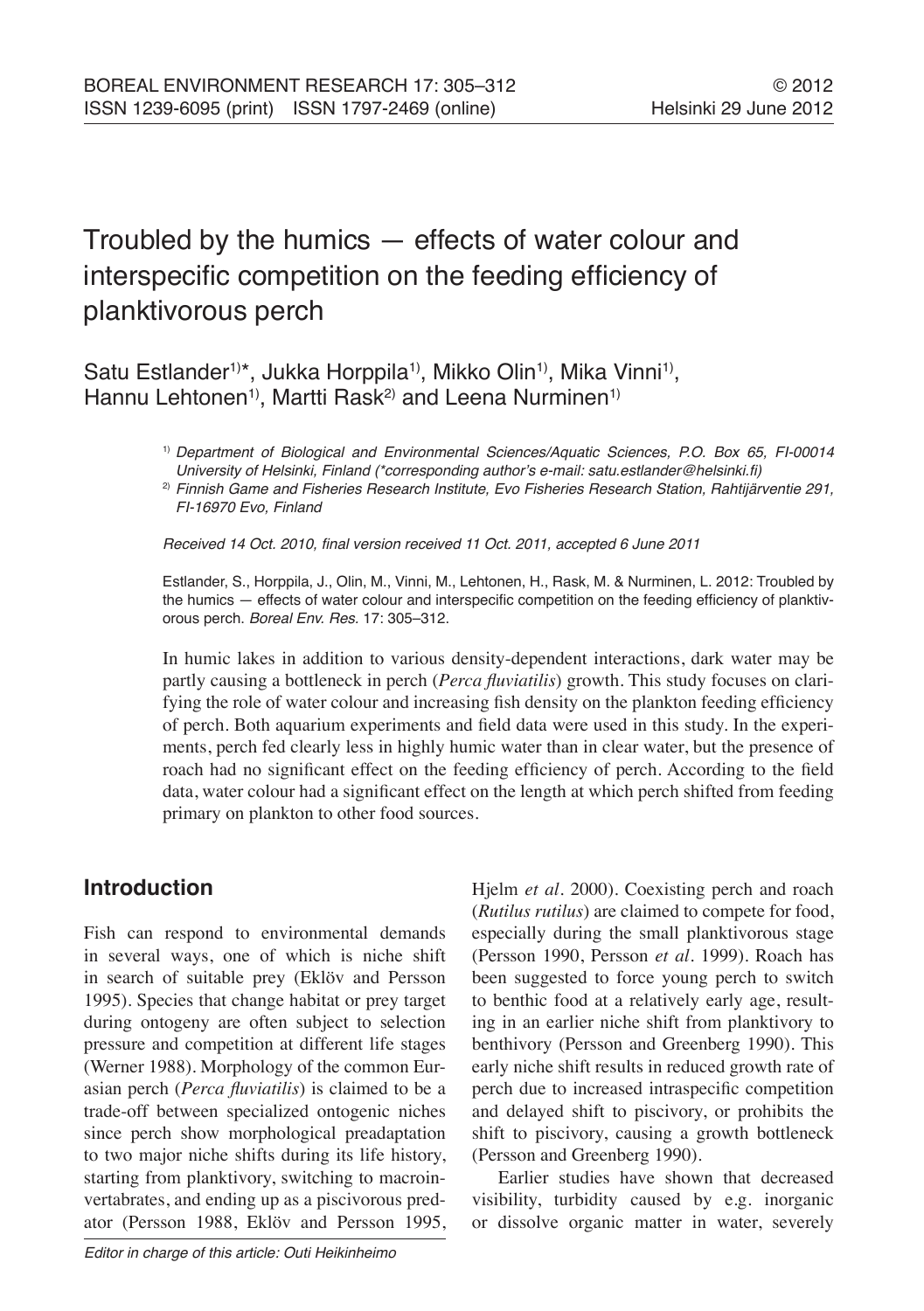# Troubled by the humics — effects of water colour and interspecific competition on the feeding efficiency of planktivorous perch

Satu Estlander[1)]*, Jukka Horppila[1)], Mikko Olin[1)], Mika Vinni[1)], Hannu Lehtonen[1)], Martti Rask[2)] and Leena Nurminen[1)]

[1)] *Department of Biological and Environmental Sciences/Aquatic Sciences, P.O. Box 65, FI-00014 University of Helsinki, Finland (*corresponding author's e-mail: satu.estlander@helsinki.fi)*

[2)] *Finnish Game and Fisheries Research Institute, Evo Fisheries Research Station, Rahtijärventie 291, FI-16970 Evo, Finland*

*Received 14 Oct. 2010, final version received 11 Oct. 2011, accepted 6 June 2011*

Estlander, S., Horppila, J., Olin, M., Vinni, M., Lehtonen, H., Rask, M. & Nurminen, L. 2012: Troubled by the humics — effects of water colour and interspecific competition on the feeding efficiency of planktivorous perch. *Boreal Env. Res.* 17: 305–312.

In humic lakes in addition to various density-dependent interactions, dark water may be partly causing a bottleneck in perch (*Perca fluviatilis*) growth. This study focuses on clarifying the role of water colour and increasing fish density on the plankton feeding efficiency of perch. Both aquarium experiments and field data were used in this study. In the experiments, perch fed clearly less in highly humic water than in clear water, but the presence of roach had no significant effect on the feeding efficiency of perch. According to the field data, water colour had a significant effect on the length at which perch shifted from feeding primary on plankton to other food sources.

## Introduction

Fish can respond to environmental demands in several ways, one of which is niche shift in search of suitable prey (Eklöv and Persson 1995). Species that change habitat or prey target during ontogeny are often subject to selection pressure and competition at different life stages (Werner 1988). Morphology of the common Eurasian perch (*Perca fluviatilis*) is claimed to be a trade-off between specialized ontogenic niches since perch show morphological preadaptation to two major niche shifts during its life history, starting from planktivory, switching to macroinvertabrates, and ending up as a piscivorous predator (Persson 1988, Eklöv and Persson 1995, Hjelm *et al.* 2000). Coexisting perch and roach (*Rutilus rutilus*) are claimed to compete for food, especially during the small planktivorous stage (Persson 1990, Persson *et al.* 1999). Roach has been suggested to force young perch to switch to benthic food at a relatively early age, resulting in an earlier niche shift from planktivory to benthivory (Persson and Greenberg 1990). This early niche shift results in reduced growth rate of perch due to increased intraspecific competition and delayed shift to piscivory, or prohibits the shift to piscivory, causing a growth bottleneck (Persson and Greenberg 1990).

Earlier studies have shown that decreased visibility, turbidity caused by e.g. inorganic or dissolve organic matter in water, severely

Editor in charge of this article: Outi Heikinheimo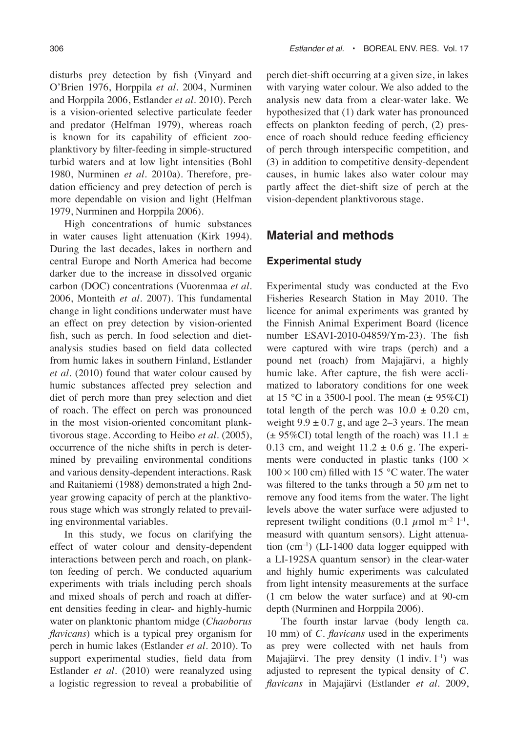disturbs prey detection by fish (Vinyard and O'Brien 1976, Horppila *et al*. 2004, Nurminen and Horppila 2006, Estlander *et al*. 2010). Perch is a vision-oriented selective particulate feeder and predator (Helfman 1979), whereas roach is known for its capability of efficient zooplanktivory by filter-feeding in simple-structured turbid waters and at low light intensities (Bohl 1980, Nurminen *et al*. 2010a). Therefore, predation efficiency and prey detection of perch is more dependable on vision and light (Helfman 1979, Nurminen and Horppila 2006).

High concentrations of humic substances in water causes light attenuation (Kirk 1994). During the last decades, lakes in northern and central Europe and North America had become darker due to the increase in dissolved organic carbon (DOC) concentrations (Vuorenmaa *et al*. 2006, Monteith *et al*. 2007). This fundamental change in light conditions underwater must have an effect on prey detection by vision-oriented fish, such as perch. In food selection and diet-analysis studies based on field data collected from humic lakes in southern Finland, Estlander *et al*. (2010) found that water colour caused by humic substances affected prey selection and diet of perch more than prey selection and diet of roach. The effect on perch was pronounced in the most vision-oriented concomitant planktivorous stage. According to Heibo *et al*. (2005), occurrence of the niche shifts in perch is determined by prevailing environmental conditions and various density-dependent interactions. Rask and Raitaniemi (1988) demonstrated a high 2nd-year growing capacity of perch at the planktivorous stage which was strongly related to prevailing environmental variables.

In this study, we focus on clarifying the effect of water colour and density-dependent interactions between perch and roach, on plankton feeding of perch. We conducted aquarium experiments with trials including perch shoals and mixed shoals of perch and roach at different densities feeding in clear- and highly-humic water on planktonic phantom midge (*Chaoborus flavicans*) which is a typical prey organism for perch in humic lakes (Estlander *et al*. 2010). To support experimental studies, field data from Estlander *et al*. (2010) were reanalyzed using a logistic regression to reveal a probabilitie of perch diet-shift occurring at a given size, in lakes with varying water colour. We also added to the analysis new data from a clear-water lake. We hypothesized that (1) dark water has pronounced effects on plankton feeding of perch, (2) presence of roach should reduce feeding efficiency of perch through interspecific competition, and (3) in addition to competitive density-dependent causes, in humic lakes also water colour may partly affect the diet-shift size of perch at the vision-dependent planktivorous stage.

## Material and methods

### Experimental study

Experimental study was conducted at the Evo Fisheries Research Station in May 2010. The licence for animal experiments was granted by the Finnish Animal Experiment Board (licence number ESAVI-2010-04859/Ym-23). The fish were captured with wire traps (perch) and a pound net (roach) from Majajärvi, a highly humic lake. After capture, the fish were acclimatized to laboratory conditions for one week at 15 °C in a 3500-l pool. The mean (± 95%CI) total length of the perch was 10.0 ± 0.20 cm, weight 9.9 ± 0.7 g, and age 2–3 years. The mean (± 95%CI) total length of the roach) was 11.1 ± 0.13 cm, and weight 11.2 ± 0.6 g. The experiments were conducted in plastic tanks (100 × 100 × 100 cm) filled with 15 °C water. The water was filtered to the tanks through a 50 $\mu$m net to remove any food items from the water. The light levels above the water surface were adjusted to represent twilight conditions (0.1 $\mu$mol m$^{-2}$ l$^{-1}$, measurd with quantum sensors). Light attenuation (cm$^{-1}$) (LI-1400 data logger equipped with a LI-192SA quantum sensor) in the clear-water and highly humic experiments was calculated from light intensity measurements at the surface (1 cm below the water surface) and at 90-cm depth (Nurminen and Horppila 2006).

The fourth instar larvae (body length ca. 10 mm) of *C. flavicans* used in the experiments as prey were collected with net hauls from Majajärvi. The prey density (1 indiv. l$^{-1}$) was adjusted to represent the typical density of *C. flavicans* in Majajärvi (Estlander *et al*. 2009,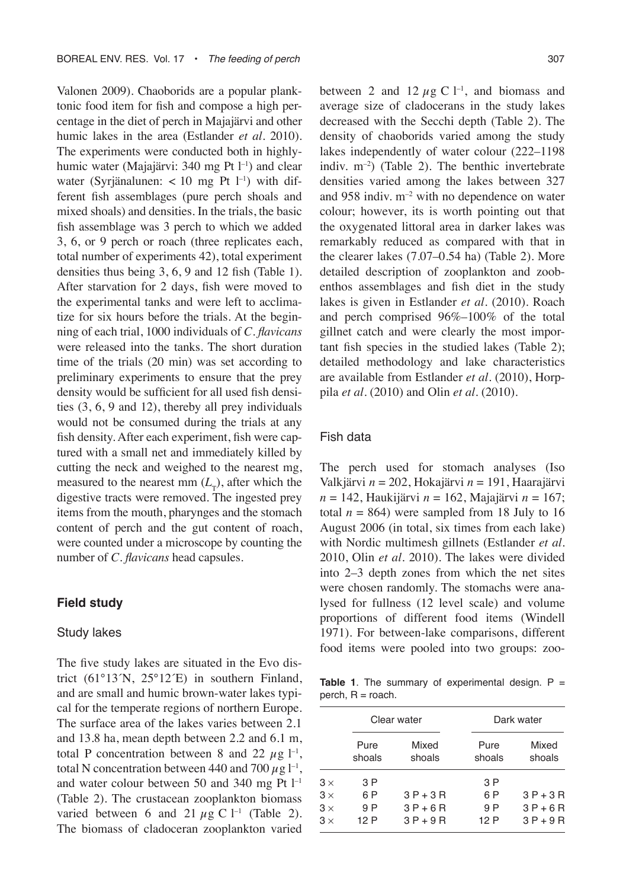Valonen 2009). Chaoborids are a popular planktonic food item for fish and compose a high percentage in the diet of perch in Majajärvi and other humic lakes in the area (Estlander *et al.* 2010). The experiments were conducted both in highly-humic water (Majajärvi: 340 mg Pt $l^{-1}$) and clear water (Syrjänalunen: < 10 mg Pt $l^{-1}$) with different fish assemblages (pure perch shoals and mixed shoals) and densities. In the trials, the basic fish assemblage was 3 perch to which we added 3, 6, or 9 perch or roach (three replicates each, total number of experiments 42), total experiment densities thus being 3, 6, 9 and 12 fish (Table 1). After starvation for 2 days, fish were moved to the experimental tanks and were left to acclimatize for six hours before the trials. At the beginning of each trial, 1000 individuals of *C. flavicans* were released into the tanks. The short duration time of the trials (20 min) was set according to preliminary experiments to ensure that the prey density would be sufficient for all used fish densities (3, 6, 9 and 12), thereby all prey individuals would not be consumed during the trials at any fish density. After each experiment, fish were captured with a small net and immediately killed by cutting the neck and weighed to the nearest mg, measured to the nearest mm ($L_T$), after which the digestive tracts were removed. The ingested prey items from the mouth, pharynges and the stomach content of perch and the gut content of roach, were counted under a microscope by counting the number of *C. flavicans* head capsules.

## Field study

### Study lakes

The five study lakes are situated in the Evo district (61°13´N, 25°12´E) in southern Finland, and are small and humic brown-water lakes typical for the temperate regions of northern Europe. The surface area of the lakes varies between 2.1 and 13.8 ha, mean depth between 2.2 and 6.1 m, total P concentration between 8 and 22 $\mu g\ l^{-1}$, total N concentration between 440 and 700 $\mu g\ l^{-1}$, and water colour between 50 and 340 mg Pt $l^{-1}$ (Table 2). The crustacean zooplankton biomass varied between 6 and 21 $\mu g\ C\ l^{-1}$ (Table 2). The biomass of cladoceran zooplankton varied between 2 and 12 $\mu g\ C\ l^{-1}$, and biomass and average size of cladocerans in the study lakes decreased with the Secchi depth (Table 2). The density of chaoborids varied among the study lakes independently of water colour (222–1198 indiv. $m^{-2}$) (Table 2). The benthic invertebrate densities varied among the lakes between 327 and 958 indiv. $m^{-2}$ with no dependence on water colour; however, its is worth pointing out that the oxygenated littoral area in darker lakes was remarkably reduced as compared with that in the clearer lakes (7.07–0.54 ha) (Table 2). More detailed description of zooplankton and zoobenthos assemblages and fish diet in the study lakes is given in Estlander *et al.* (2010). Roach and perch comprised 96%–100% of the total gillnet catch and were clearly the most important fish species in the studied lakes (Table 2); detailed methodology and lake characteristics are available from Estlander *et al.* (2010), Horppila *et al.* (2010) and Olin *et al.* (2010).

### Fish data

The perch used for stomach analyses (Iso Valkjärvi $n$ = 202, Hokajärvi $n$ = 191, Haarajärvi $n$ = 142, Haukijärvi $n$ = 162, Majajärvi $n$ = 167; total $n$ = 864) were sampled from 18 July to 16 August 2006 (in total, six times from each lake) with Nordic multimesh gillnets (Estlander *et al.* 2010, Olin *et al.* 2010). The lakes were divided into 2–3 depth zones from which the net sites were chosen randomly. The stomachs were analysed for fullness (12 level scale) and volume proportions of different food items (Windell 1971). For between-lake comparisons, different food items were pooled into two groups: zoo-

**Table 1**. The summary of experimental design. P = perch, R = roach.

| | Clear water | | Dark water | |
|---|---|---|---|---|
| | Pure shoals | Mixed shoals | Pure shoals | Mixed shoals |
| 3 × | 3 P | | 3 P | |
| 3 × | 6 P | 3 P + 3 R | 6 P | 3 P + 3 R |
| 3 × | 9 P | 3 P + 6 R | 9 P | 3 P + 6 R |
| 3 × | 12 P | 3 P + 9 R | 12 P | 3 P + 9 R |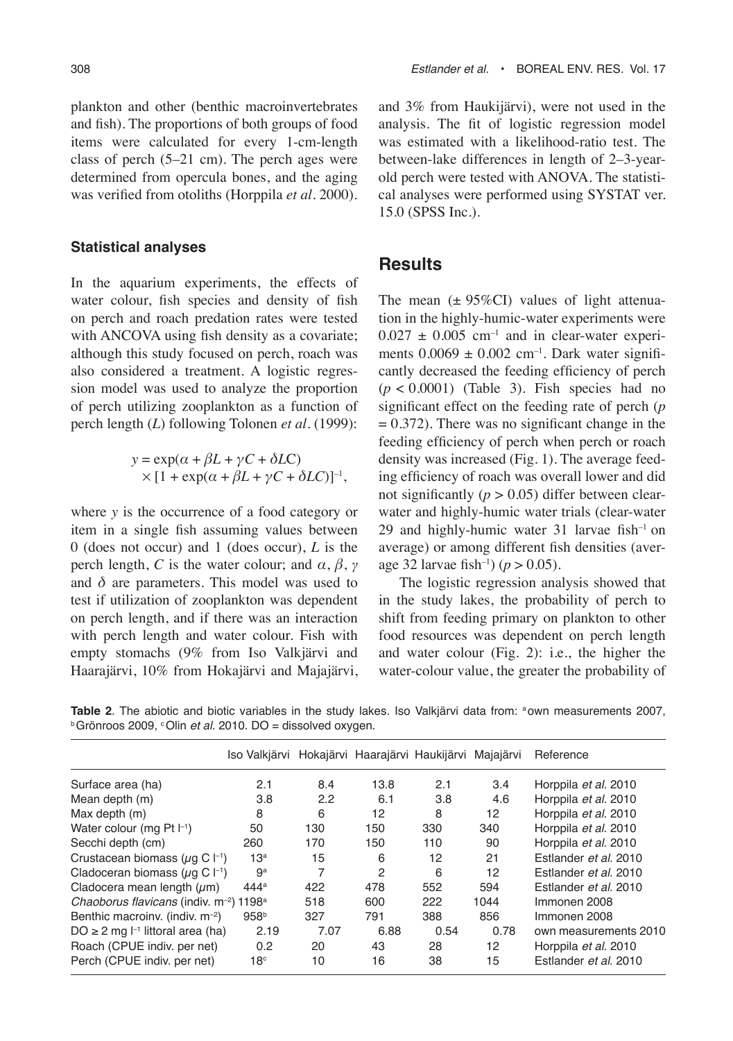plankton and other (benthic macroinvertebrates and fish). The proportions of both groups of food items were calculated for every 1-cm-length class of perch (5–21 cm). The perch ages were determined from opercula bones, and the aging was verified from otoliths (Horppila *et al*. 2000).

### Statistical analyses

In the aquarium experiments, the effects of water colour, fish species and density of fish on perch and roach predation rates were tested with ANCOVA using fish density as a covariate; although this study focused on perch, roach was also considered a treatment. A logistic regression model was used to analyze the proportion of perch utilizing zooplankton as a function of perch length ($L$) following Tolonen *et al*. (1999):

$$y = \exp(\alpha + \beta L + \gamma C + \delta LC) \times [1 + \exp(\alpha + \beta L + \gamma C + \delta LC)]^{-1},$$

where $y$ is the occurrence of a food category or item in a single fish assuming values between 0 (does not occur) and 1 (does occur), $L$ is the perch length, $C$ is the water colour; and $\alpha$, $\beta$, $\gamma$ and $\delta$ are parameters. This model was used to test if utilization of zooplankton was dependent on perch length, and if there was an interaction with perch length and water colour. Fish with empty stomachs (9% from Iso Valkjärvi and Haarajärvi, 10% from Hokajärvi and Majajärvi, and 3% from Haukijärvi), were not used in the analysis. The fit of logistic regression model was estimated with a likelihood-ratio test. The between-lake differences in length of 2–3-year-old perch were tested with ANOVA. The statistical analyses were performed using SYSTAT ver. 15.0 (SPSS Inc.).

## Results

The mean (± 95%CI) values of light attenuation in the highly-humic-water experiments were $0.027 \pm 0.005$ cm$^{-1}$ and in clear-water experiments $0.0069 \pm 0.002$ cm$^{-1}$. Dark water significantly decreased the feeding efficiency of perch ($p < 0.0001$) (Table 3). Fish species had no significant effect on the feeding rate of perch ($p = 0.372$). There was no significant change in the feeding efficiency of perch when perch or roach density was increased (Fig. 1). The average feeding efficiency of roach was overall lower and did not significantly ($p > 0.05$) differ between clear-water and highly-humic water trials (clear-water 29 and highly-humic water 31 larvae fish$^{-1}$ on average) or among different fish densities (average 32 larvae fish$^{-1}$) ($p > 0.05$).

The logistic regression analysis showed that in the study lakes, the probability of perch to shift from feeding primary on plankton to other food resources was dependent on perch length and water colour (Fig. 2): i.e., the higher the water-colour value, the greater the probability of

**Table 2**. The abiotic and biotic variables in the study lakes. Iso Valkjärvi data from: [a]own measurements 2007, [b]Grönroos 2009, [c]Olin *et al*. 2010. DO = dissolved oxygen.

| | Iso Valkjärvi | Hokajärvi | Haarajärvi | Haukijärvi | Majajärvi | Reference |
|---|---|---|---|---|---|---|
| Surface area (ha) | 2.1 | 8.4 | 13.8 | 2.1 | 3.4 | Horppila *et al.* 2010 |
| Mean depth (m) | 3.8 | 2.2 | 6.1 | 3.8 | 4.6 | Horppila *et al.* 2010 |
| Max depth (m) | 8 | 6 | 12 | 8 | 12 | Horppila *et al.* 2010 |
| Water colour (mg Pt l$^{-1}$) | 50 | 130 | 150 | 330 | 340 | Horppila *et al.* 2010 |
| Secchi depth (cm) | 260 | 170 | 150 | 110 | 90 | Horppila *et al.* 2010 |
| Crustacean biomass ($\mu$g C l$^{-1}$) | 13[a] | 15 | 6 | 12 | 21 | Estlander *et al.* 2010 |
| Cladoceran biomass ($\mu$g C l$^{-1}$) | 9[a] | 7 | 2 | 6 | 12 | Estlander *et al.* 2010 |
| Cladocera mean length ($\mu$m) | 444[a] | 422 | 478 | 552 | 594 | Estlander *et al.* 2010 |
| *Chaoborus flavicans* (indiv. m$^{-2}$) | 1198[a] | 518 | 600 | 222 | 1044 | Immonen 2008 |
| Benthic macroinv. (indiv. m$^{-2}$) | 958[b] | 327 | 791 | 388 | 856 | Immonen 2008 |
| DO ≥ 2 mg l$^{-1}$ littoral area (ha) | 2.19 | 7.07 | 6.88 | 0.54 | 0.78 | own measurements 2010 |
| Roach (CPUE indiv. per net) | 0.2 | 20 | 43 | 28 | 12 | Horppila *et al.* 2010 |
| Perch (CPUE indiv. per net) | 18[c] | 10 | 16 | 38 | 15 | Estlander *et al.* 2010 |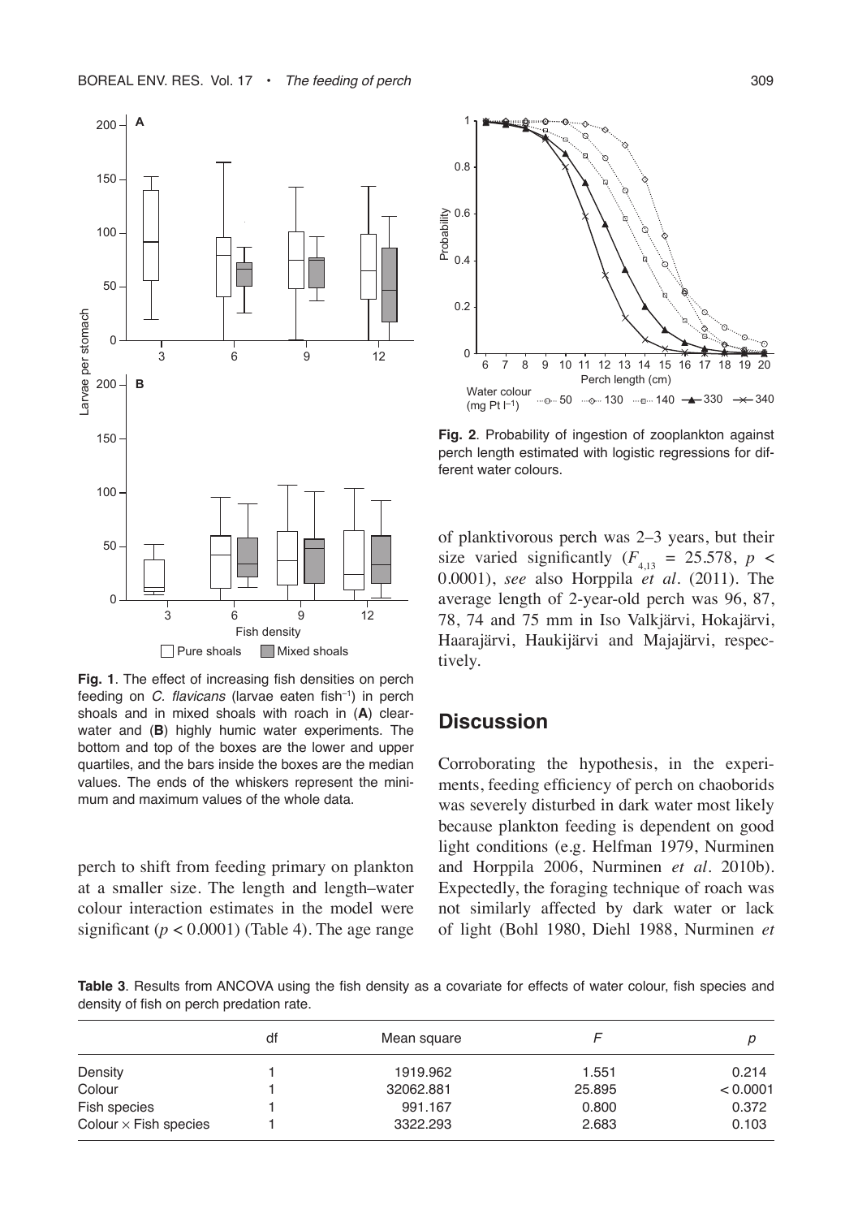**Fig. 1**. The effect of increasing fish densities on perch feeding on *C. flavicans* (larvae eaten fish$^{-1}$) in perch shoals and in mixed shoals with roach in (**A**) clear-water and (**B**) highly humic water experiments. The bottom and top of the boxes are the lower and upper quartiles, and the bars inside the boxes are the median values. The ends of the whiskers represent the minimum and maximum values of the whole data.

**Fig. 2**. Probability of ingestion of zooplankton against perch length estimated with logistic regressions for different water colours.

perch to shift from feeding primary on plankton at a smaller size. The length and length–water colour interaction estimates in the model were significant ($p < 0.0001$) (Table 4). The age range of planktivorous perch was 2–3 years, but their size varied significantly ($F_{4,13} = 25.578$, $p < 0.0001$), *see* also Horppila *et al*. (2011). The average length of 2-year-old perch was 96, 87, 78, 74 and 75 mm in Iso Valkjärvi, Hokajärvi, Haarajärvi, Haukijärvi and Majajärvi, respectively.

## Discussion

Corroborating the hypothesis, in the experiments, feeding efficiency of perch on chaoborids was severely disturbed in dark water most likely because plankton feeding is dependent on good light conditions (e.g. Helfman 1979, Nurminen and Horppila 2006, Nurminen *et al*. 2010b). Expectedly, the foraging technique of roach was not similarly affected by dark water or lack of light (Bohl 1980, Diehl 1988, Nurminen *et*

**Table 3**. Results from ANCOVA using the fish density as a covariate for effects of water colour, fish species and density of fish on perch predation rate.

| | df | Mean square | $F$ | $p$ |
|---|---|---|---|---|
| Density | 1 | 1919.962 | 1.551 | 0.214 |
| Colour | 1 | 32062.881 | 25.895 | < 0.0001 |
| Fish species | 1 | 991.167 | 0.800 | 0.372 |
| Colour × Fish species | 1 | 3322.293 | 2.683 | 0.103 |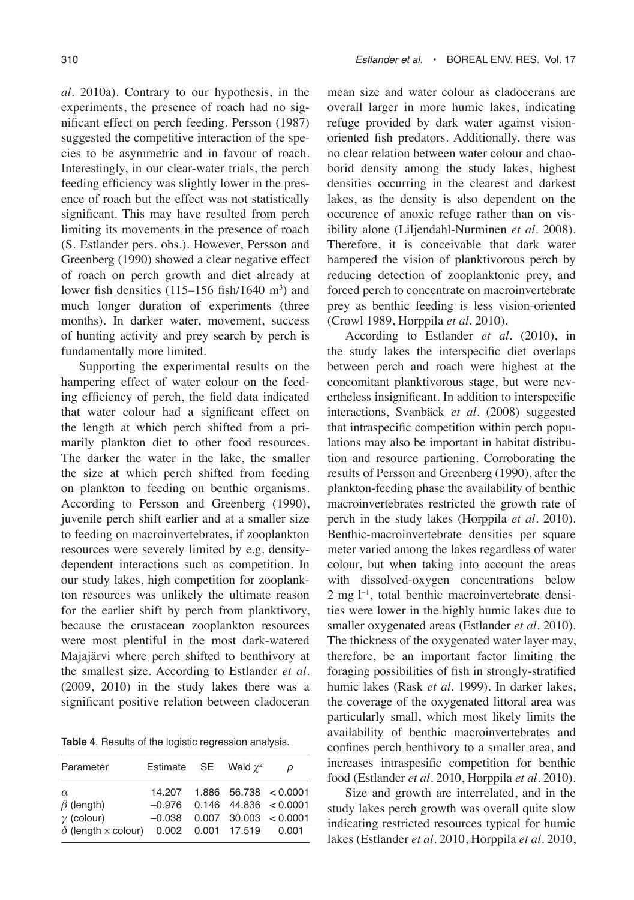*al.* 2010a). Contrary to our hypothesis, in the experiments, the presence of roach had no significant effect on perch feeding. Persson (1987) suggested the competitive interaction of the species to be asymmetric and in favour of roach. Interestingly, in our clear-water trials, the perch feeding efficiency was slightly lower in the presence of roach but the effect was not statistically significant. This may have resulted from perch limiting its movements in the presence of roach (S. Estlander pers. obs.). However, Persson and Greenberg (1990) showed a clear negative effect of roach on perch growth and diet already at lower fish densities (115–156 fish/1640 $m^3$) and much longer duration of experiments (three months). In darker water, movement, success of hunting activity and prey search by perch is fundamentally more limited.

Supporting the experimental results on the hampering effect of water colour on the feeding efficiency of perch, the field data indicated that water colour had a significant effect on the length at which perch shifted from a primarily plankton diet to other food resources. The darker the water in the lake, the smaller the size at which perch shifted from feeding on plankton to feeding on benthic organisms. According to Persson and Greenberg (1990), juvenile perch shift earlier and at a smaller size to feeding on macroinvertebrates, if zooplankton resources were severely limited by e.g. density-dependent interactions such as competition. In our study lakes, high competition for zooplankton resources was unlikely the ultimate reason for the earlier shift by perch from planktivory, because the crustacean zooplankton resources were most plentiful in the most dark-watered Majajärvi where perch shifted to benthivory at the smallest size. According to Estlander *et al.* (2009, 2010) in the study lakes there was a significant positive relation between cladoceran mean size and water colour as cladocerans are overall larger in more humic lakes, indicating refuge provided by dark water against vision-oriented fish predators. Additionally, there was no clear relation between water colour and chaoborid density among the study lakes, highest densities occurring in the clearest and darkest lakes, as the density is also dependent on the occurence of anoxic refuge rather than on visibility alone (Liljendahl-Nurminen *et al.* 2008). Therefore, it is conceivable that dark water hampered the vision of planktivorous perch by reducing detection of zooplanktonic prey, and forced perch to concentrate on macroinvertebrate prey as benthic feeding is less vision-oriented (Crowl 1989, Horppila *et al.* 2010).

**Table 4**. Results of the logistic regression analysis.

| Parameter | Estimate | SE | Wald $\chi^2$ | $p$ |
|---|---|---|---|---|
| $\alpha$ | 14.207 | 1.886 | 56.738 | < 0.0001 |
| $\beta$ (length) | –0.976 | 0.146 | 44.836 | < 0.0001 |
| $\gamma$ (colour) | –0.038 | 0.007 | 30.003 | < 0.0001 |
| $\delta$ (length × colour) | 0.002 | 0.001 | 17.519 | 0.001 |

According to Estlander *et al.* (2010), in the study lakes the interspecific diet overlaps between perch and roach were highest at the concomitant planktivorous stage, but were nevertheless insignificant. In addition to interspecific interactions, Svanbäck *et al.* (2008) suggested that intraspecific competition within perch populations may also be important in habitat distribution and resource partioning. Corroborating the results of Persson and Greenberg (1990), after the plankton-feeding phase the availability of benthic macroinvertebrates restricted the growth rate of perch in the study lakes (Horppila *et al.* 2010). Benthic-macroinvertebrate densities per square meter varied among the lakes regardless of water colour, but when taking into account the areas with dissolved-oxygen concentrations below 2 mg $l^{-1}$, total benthic macroinvertebrate densities were lower in the highly humic lakes due to smaller oxygenated areas (Estlander *et al.* 2010). The thickness of the oxygenated water layer may, therefore, be an important factor limiting the foraging possibilities of fish in strongly-stratified humic lakes (Rask *et al.* 1999). In darker lakes, the coverage of the oxygenated littoral area was particularly small, which most likely limits the availability of benthic macroinvertebrates and confines perch benthivory to a smaller area, and increases intraspesific competition for benthic food (Estlander *et al.* 2010, Horppila *et al.* 2010).

Size and growth are interrelated, and in the study lakes perch growth was overall quite slow indicating restricted resources typical for humic lakes (Estlander *et al.* 2010, Horppila *et al.* 2010,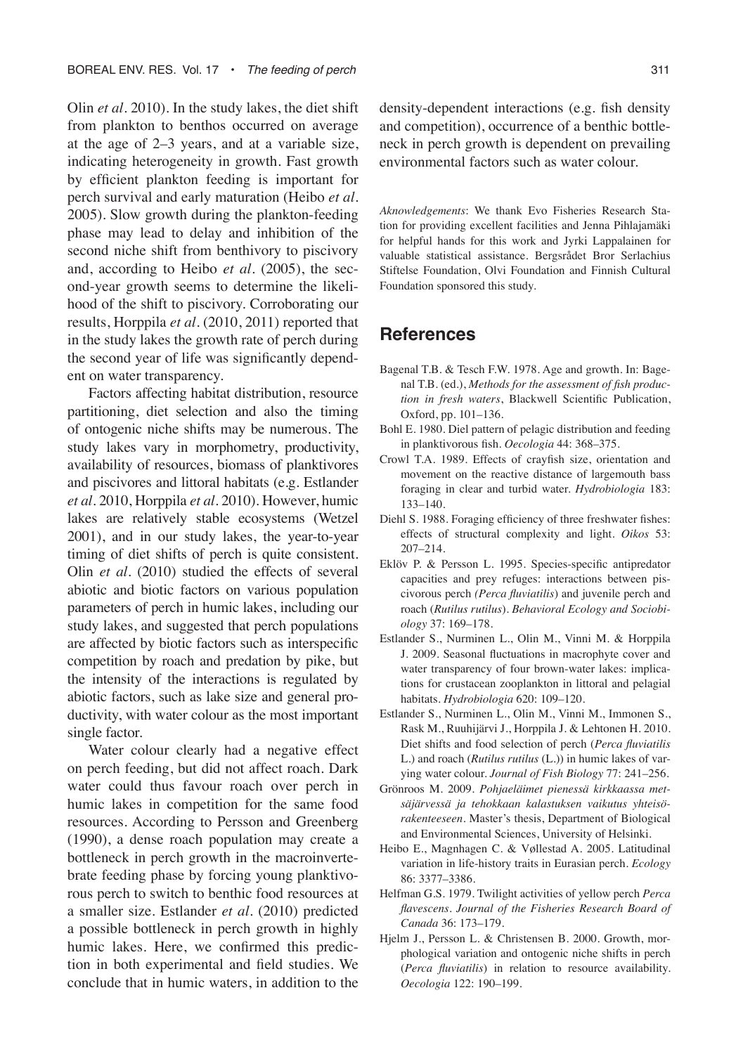Olin *et al*. 2010). In the study lakes, the diet shift from plankton to benthos occurred on average at the age of 2–3 years, and at a variable size, indicating heterogeneity in growth. Fast growth by efficient plankton feeding is important for perch survival and early maturation (Heibo *et al*. 2005). Slow growth during the plankton-feeding phase may lead to delay and inhibition of the second niche shift from benthivory to piscivory and, according to Heibo *et al*. (2005), the second-year growth seems to determine the likelihood of the shift to piscivory. Corroborating our results, Horppila *et al*. (2010, 2011) reported that in the study lakes the growth rate of perch during the second year of life was significantly dependent on water transparency.

Factors affecting habitat distribution, resource partitioning, diet selection and also the timing of ontogenic niche shifts may be numerous. The study lakes vary in morphometry, productivity, availability of resources, biomass of planktivores and piscivores and littoral habitats (e.g. Estlander *et al*. 2010, Horppila *et al*. 2010). However, humic lakes are relatively stable ecosystems (Wetzel 2001), and in our study lakes, the year-to-year timing of diet shifts of perch is quite consistent. Olin *et al*. (2010) studied the effects of several abiotic and biotic factors on various population parameters of perch in humic lakes, including our study lakes, and suggested that perch populations are affected by biotic factors such as interspecific competition by roach and predation by pike, but the intensity of the interactions is regulated by abiotic factors, such as lake size and general productivity, with water colour as the most important single factor.

Water colour clearly had a negative effect on perch feeding, but did not affect roach. Dark water could thus favour roach over perch in humic lakes in competition for the same food resources. According to Persson and Greenberg (1990), a dense roach population may create a bottleneck in perch growth in the macroinvertebrate feeding phase by forcing young planktivorous perch to switch to benthic food resources at a smaller size. Estlander *et al*. (2010) predicted a possible bottleneck in perch growth in highly humic lakes. Here, we confirmed this prediction in both experimental and field studies. We conclude that in humic waters, in addition to the density-dependent interactions (e.g. fish density and competition), occurrence of a benthic bottleneck in perch growth is dependent on prevailing environmental factors such as water colour.

*Aknowledgements*: We thank Evo Fisheries Research Station for providing excellent facilities and Jenna Pihlajamäki for helpful hands for this work and Jyrki Lappalainen for valuable statistical assistance. Bergsrådet Bror Serlachius Stiftelse Foundation, Olvi Foundation and Finnish Cultural Foundation sponsored this study.

## References

Bagenal T.B. & Tesch F.W. 1978. Age and growth. In: Bagenal T.B. (ed.), *Methods for the assessment of fish production in fresh waters*, Blackwell Scientific Publication, Oxford, pp. 101–136.

Bohl E. 1980. Diel pattern of pelagic distribution and feeding in planktivorous fish. *Oecologia* 44: 368–375.

Crowl T.A. 1989. Effects of crayfish size, orientation and movement on the reactive distance of largemouth bass foraging in clear and turbid water. *Hydrobiologia* 183: 133–140.

Diehl S. 1988. Foraging efficiency of three freshwater fishes: effects of structural complexity and light. *Oikos* 53: 207–214.

Eklöv P. & Persson L. 1995. Species-specific antipredator capacities and prey refuges: interactions between piscivorous perch *(Perca fluviatilis*) and juvenile perch and roach (*Rutilus rutilus*). *Behavioral Ecology and Sociobiology* 37: 169–178.

Estlander S., Nurminen L., Olin M., Vinni M. & Horppila J. 2009. Seasonal fluctuations in macrophyte cover and water transparency of four brown-water lakes: implications for crustacean zooplankton in littoral and pelagial habitats. *Hydrobiologia* 620: 109–120.

Estlander S., Nurminen L., Olin M., Vinni M., Immonen S., Rask M., Ruuhijärvi J., Horppila J. & Lehtonen H. 2010. Diet shifts and food selection of perch (*Perca fluviatilis* L.) and roach (*Rutilus rutilus* (L.)) in humic lakes of varying water colour. *Journal of Fish Biology* 77: 241–256.

Grönroos M. 2009. *Pohjaeläimet pienessä kirkkaassa metsäjärvessä ja tehokkaan kalastuksen vaikutus yhteisörakenteeseen*. Master's thesis, Department of Biological and Environmental Sciences, University of Helsinki.

Heibo E., Magnhagen C. & Vøllestad A. 2005. Latitudinal variation in life-history traits in Eurasian perch. *Ecology* 86: 3377–3386.

Helfman G.S. 1979. Twilight activities of yellow perch *Perca flavescens*. *Journal of the Fisheries Research Board of Canada* 36: 173–179.

Hjelm J., Persson L. & Christensen B. 2000. Growth, morphological variation and ontogenic niche shifts in perch (*Perca fluviatilis*) in relation to resource availability. *Oecologia* 122: 190–199.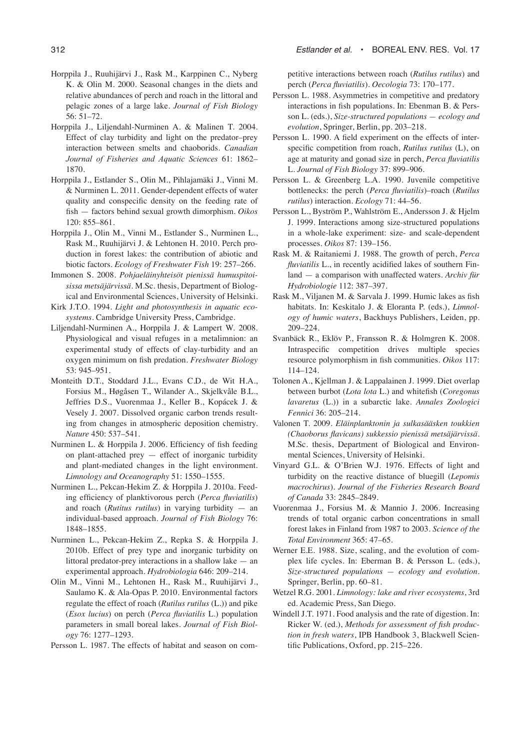Horppila J., Ruuhijärvi J., Rask M., Karppinen C., Nyberg K. & Olin M. 2000. Seasonal changes in the diets and relative abundances of perch and roach in the littoral and pelagic zones of a large lake. *Journal of Fish Biology* 56: 51–72.

Horppila J., Liljendahl-Nurminen A. & Malinen T. 2004. Effect of clay turbidity and light on the predator–prey interaction between smelts and chaoborids. *Canadian Journal of Fisheries and Aquatic Sciences* 61: 1862–1870.

Horppila J., Estlander S., Olin M., Pihlajamäki J., Vinni M. & Nurminen L. 2011. Gender-dependent effects of water quality and conspecific density on the feeding rate of fish — factors behind sexual growth dimorphism. *Oikos* 120: 855–861.

Horppila J., Olin M., Vinni M., Estlander S., Nurminen L., Rask M., Ruuhijärvi J. & Lehtonen H. 2010. Perch production in forest lakes: the contribution of abiotic and biotic factors. *Ecology of Freshwater Fish* 19: 257–266.

Immonen S. 2008. *Pohjaeläinyhteisöt pienissä humuspitoisissa metsäjärvissä*. M.Sc. thesis, Department of Biological and Environmental Sciences, University of Helsinki.

Kirk J.T.O. 1994. *Light and photosynthesis in aquatic ecosystems*. Cambridge University Press, Cambridge.

Liljendahl-Nurminen A., Horppila J. & Lampert W. 2008. Physiological and visual refuges in a metalimnion: an experimental study of effects of clay-turbidity and an oxygen minimum on fish predation. *Freshwater Biology* 53: 945–951.

Monteith D.T., Stoddard J.L., Evans C.D., de Wit H.A., Forsius M., Høgåsen T., Wilander A., Skjelkvåle B.L., Jeffries D.S., Vuorenmaa J., Keller B., Kopácek J. & Vesely J. 2007. Dissolved organic carbon trends resulting from changes in atmospheric deposition chemistry. *Nature* 450: 537–541.

Nurminen L. & Horppila J. 2006. Efficiency of fish feeding on plant-attached prey — effect of inorganic turbidity and plant-mediated changes in the light environment. *Limnology and Oceanography* 51: 1550–1555.

Nurminen L., Pekcan-Hekim Z. & Horppila J. 2010a. Feeding efficiency of planktivorous perch (*Perca fluviatilis*) and roach (*Rutitus rutilus*) in varying turbidity — an individual-based approach. *Journal of Fish Biology* 76: 1848–1855.

Nurminen L., Pekcan-Hekim Z., Repka S. & Horppila J. 2010b. Effect of prey type and inorganic turbidity on littoral predator-prey interactions in a shallow lake — an experimental approach. *Hydrobiologia* 646: 209–214.

Olin M., Vinni M., Lehtonen H., Rask M., Ruuhijärvi J., Saulamo K. & Ala-Opas P. 2010. Environmental factors regulate the effect of roach (*Rutilus rutilus* (L.)) and pike (*Esox lucius*) on perch (*Perca fluviatilis* L.) population parameters in small boreal lakes. *Journal of Fish Biology* 76: 1277–1293.

Persson L. 1987. The effects of habitat and season on competitive interactions between roach (*Rutilus rutilus*) and perch (*Perca fluviatilis*). *Oecologia* 73: 170–177.

Persson L. 1988. Asymmetries in competitive and predatory interactions in fish populations. In: Ebenman B. & Persson L. (eds.), *Size-structured populations — ecology and evolution*, Springer, Berlin, pp. 203–218.

Persson L. 1990. A field experiment on the effects of interspecific competition from roach, *Rutilus rutilus* (L), on age at maturity and gonad size in perch, *Perca fluviatilis* L. *Journal of Fish Biology* 37: 899–906.

Persson L. & Greenberg L.A. 1990. Juvenile competitive bottlenecks: the perch (*Perca fluviatilis*)–roach (*Rutilus rutilus*) interaction. *Ecology* 71: 44–56.

Persson L., Byström P., Wahlström E., Andersson J. & Hjelm J. 1999. Interactions among size-structured populations in a whole-lake experiment: size- and scale-dependent processes. *Oikos* 87: 139–156.

Rask M. & Raitaniemi J. 1988. The growth of perch, *Perca fluviatilis* L., in recently acidified lakes of southern Finland — a comparison with unaffected waters. *Archiv für Hydrobiologie* 112: 387–397.

Rask M., Viljanen M. & Sarvala J. 1999. Humic lakes as fish habitats. In: Keskitalo J. & Eloranta P. (eds.), *Limnology of humic waters*, Backhuys Publishers, Leiden, pp. 209–224.

Svanbäck R., Eklöv P., Fransson R. & Holmgren K. 2008. Intraspecific competition drives multiple species resource polymorphism in fish communities. *Oikos* 117: 114–124.

Tolonen A., Kjellman J. & Lappalainen J. 1999. Diet overlap between burbot (*Lota lota* L.) and whitefish (*Coregonus lavaretus* (L.)) in a subarctic lake. *Annales Zoologici Fennici* 36: 205–214.

Valonen T. 2009. *Eläinplanktonin ja sulkasääsken toukkien (Chaoborus flavicans) sukkessio pienissä metsäjärvissä*. M.Sc. thesis, Department of Biological and Environmental Sciences, University of Helsinki.

Vinyard G.L. & O'Brien W.J. 1976. Effects of light and turbidity on the reactive distance of bluegill (*Lepomis macrochirus*). *Journal of the Fisheries Research Board of Canada* 33: 2845–2849.

Vuorenmaa J., Forsius M. & Mannio J. 2006. Increasing trends of total organic carbon concentrations in small forest lakes in Finland from 1987 to 2003. *Science of the Total Environment* 365: 47–65.

Werner E.E. 1988. Size, scaling, and the evolution of complex life cycles. In: Eberman B. & Persson L. (eds.), *Size-structured populations — ecology and evolution*. Springer, Berlin, pp. 60–81.

Wetzel R.G. 2001. *Limnology: lake and river ecosystems*, 3rd ed. Academic Press, San Diego.

Windell J.T. 1971. Food analysis and the rate of digestion. In: Ricker W. (ed.), *Methods for assessment of fish production in fresh waters*, IPB Handbook 3, Blackwell Scientific Publications, Oxford, pp. 215–226.